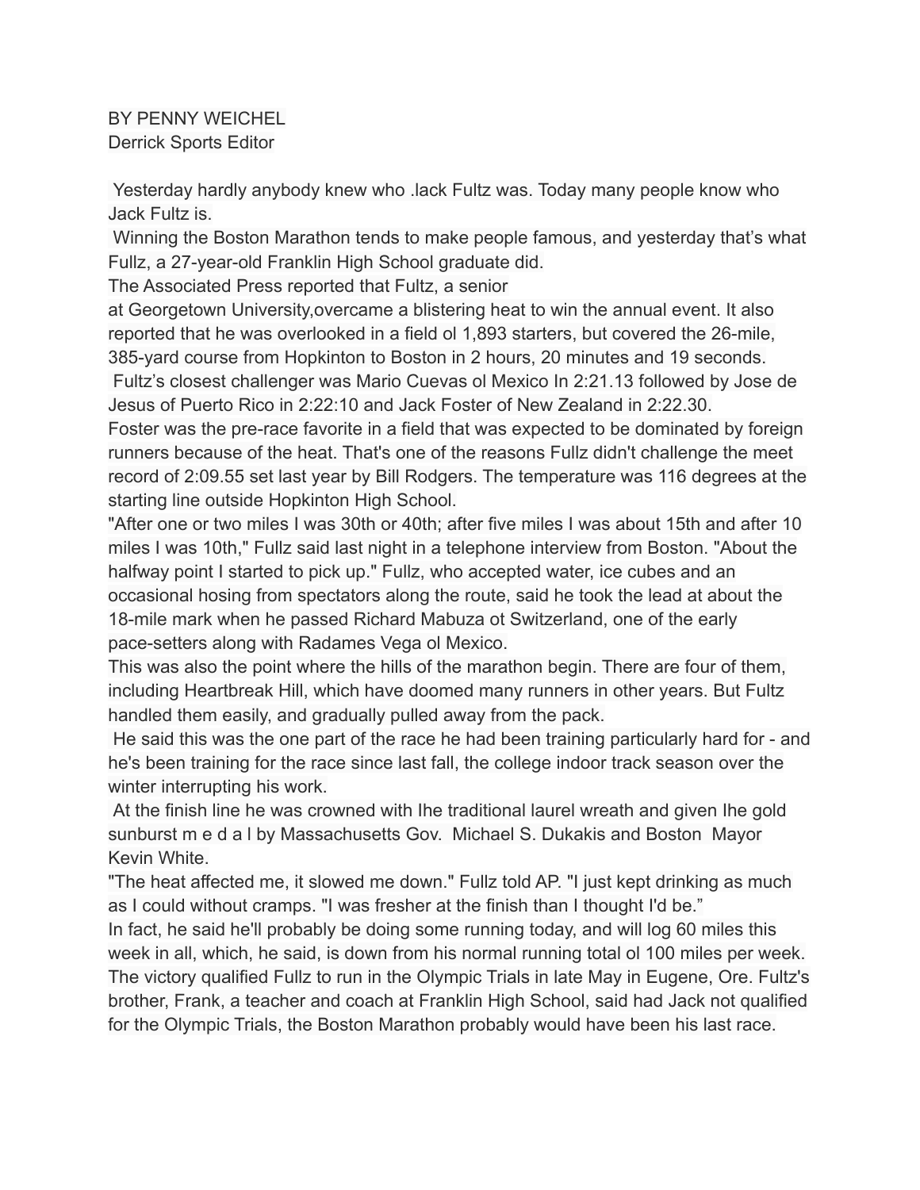BY PENNY WEICHEL  
Derrick Sports Editor

Yesterday hardly anybody knew who .lack Fultz was. Today many people know who Jack Fultz is.

Winning the Boston Marathon tends to make people famous, and yesterday that's what Fullz, a 27-year-old Franklin High School graduate did.

The Associated Press reported that Fultz, a senior  
at Georgetown University,overcame a blistering heat to win the annual event. It also reported that he was overlooked in a field ol 1,893 starters, but covered the 26-mile, 385-yard course from Hopkinton to Boston in 2 hours, 20 minutes and 19 seconds.

Fultz's closest challenger was Mario Cuevas ol Mexico In 2:21.13 followed by Jose de Jesus of Puerto Rico in 2:22:10 and Jack Foster of New Zealand in 2:22.30.

Foster was the pre-race favorite in a field that was expected to be dominated by foreign runners because of the heat. That's one of the reasons Fullz didn't challenge the meet record of 2:09.55 set last year by Bill Rodgers. The temperature was 116 degrees at the starting line outside Hopkinton High School.

"After one or two miles I was 30th or 40th; after five miles I was about 15th and after 10 miles I was 10th," Fullz said last night in a telephone interview from Boston. "About the halfway point I started to pick up." Fullz, who accepted water, ice cubes and an occasional hosing from spectators along the route, said he took the lead at about the 18-mile mark when he passed Richard Mabuza ot Switzerland, one of the early pace-setters along with Radames Vega ol Mexico.

This was also the point where the hills of the marathon begin. There are four of them, including Heartbreak Hill, which have doomed many runners in other years. But Fultz handled them easily, and gradually pulled away from the pack.

He said this was the one part of the race he had been training particularly hard for - and he's been training for the race since last fall, the college indoor track season over the winter interrupting his work.

At the finish line he was crowned with Ihe traditional laurel wreath and given Ihe gold sunburst m e d a l by Massachusetts Gov. Michael S. Dukakis and Boston Mayor Kevin White.

"The heat affected me, it slowed me down." Fullz told AP. "I just kept drinking as much as I could without cramps. "I was fresher at the finish than I thought I'd be."

In fact, he said he'll probably be doing some running today, and will log 60 miles this week in all, which, he said, is down from his normal running total ol 100 miles per week.

The victory qualified Fullz to run in the Olympic Trials in late May in Eugene, Ore. Fultz's brother, Frank, a teacher and coach at Franklin High School, said had Jack not qualified for the Olympic Trials, the Boston Marathon probably would have been his last race.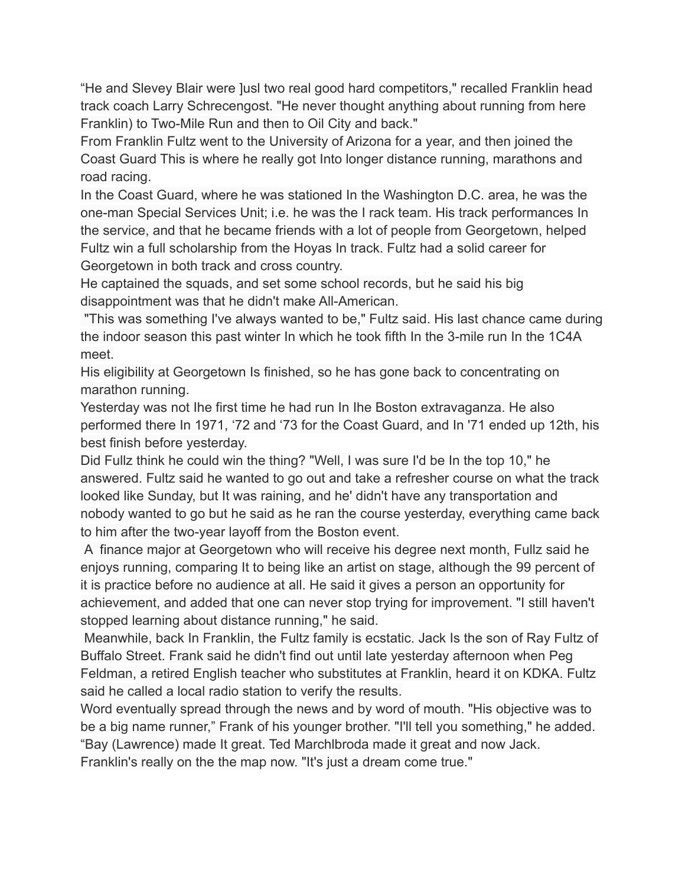"He and Slevey Blair were ]usl two real good hard competitors," recalled Franklin head track coach Larry Schrecengost. "He never thought anything about running from here Franklin) to Two-Mile Run and then to Oil City and back."

From Franklin Fultz went to the University of Arizona for a year, and then joined the Coast Guard This is where he really got Into longer distance running, marathons and road racing.

In the Coast Guard, where he was stationed In the Washington D.C. area, he was the one-man Special Services Unit; i.e. he was the I rack team. His track performances In the service, and that he became friends with a lot of people from Georgetown, helped Fultz win a full scholarship from the Hoyas In track. Fultz had a solid career for Georgetown in both track and cross country.

He captained the squads, and set some school records, but he said his big disappointment was that he didn't make All-American.

"This was something I've always wanted to be," Fultz said. His last chance came during the indoor season this past winter In which he took fifth In the 3-mile run In the 1C4A meet.

His eligibility at Georgetown Is finished, so he has gone back to concentrating on marathon running.

Yesterday was not Ihe first time he had run In Ihe Boston extravaganza. He also performed there In 1971, '72 and '73 for the Coast Guard, and In '71 ended up 12th, his best finish before yesterday.

Did Fullz think he could win the thing? "Well, I was sure I'd be In the top 10," he answered. Fultz said he wanted to go out and take a refresher course on what the track looked like Sunday, but It was raining, and he' didn't have any transportation and nobody wanted to go but he said as he ran the course yesterday, everything came back to him after the two-year layoff from the Boston event.

A finance major at Georgetown who will receive his degree next month, Fullz said he enjoys running, comparing It to being like an artist on stage, although the 99 percent of it is practice before no audience at all. He said it gives a person an opportunity for achievement, and added that one can never stop trying for improvement. "I still haven't stopped learning about distance running," he said.

Meanwhile, back In Franklin, the Fultz family is ecstatic. Jack Is the son of Ray Fultz of Buffalo Street. Frank said he didn't find out until late yesterday afternoon when Peg Feldman, a retired English teacher who substitutes at Franklin, heard it on KDKA. Fultz said he called a local radio station to verify the results.

Word eventually spread through the news and by word of mouth. "His objective was to be a big name runner," Frank of his younger brother. "I'll tell you something," he added. "Bay (Lawrence) made It great. Ted Marchlbroda made it great and now Jack. Franklin's really on the the map now. "It's just a dream come true."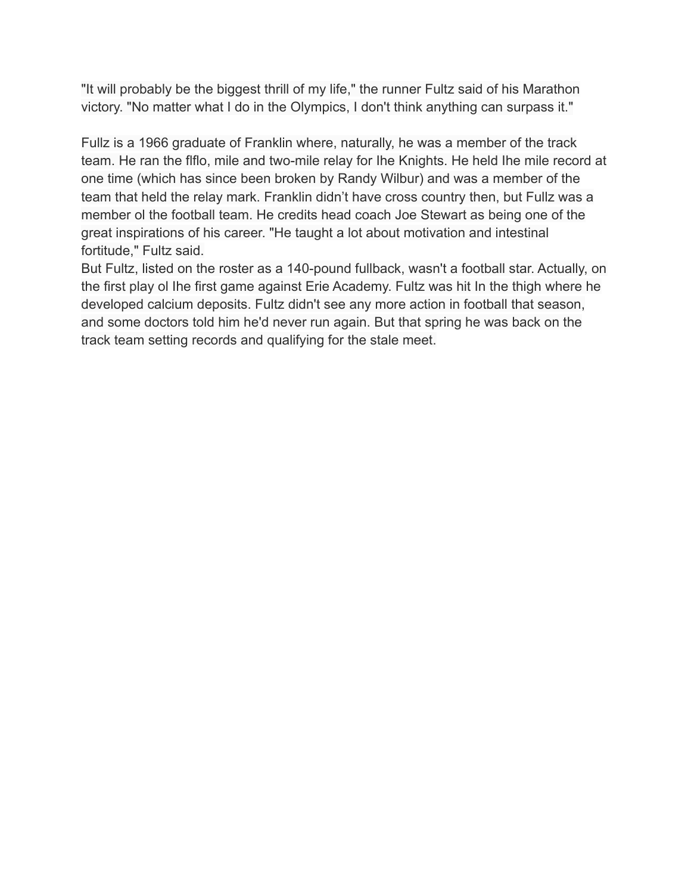"It will probably be the biggest thrill of my life," the runner Fultz said of his Marathon victory. "No matter what I do in the Olympics, I don't think anything can surpass it."

Fullz is a 1966 graduate of Franklin where, naturally, he was a member of the track team. He ran the flflo, mile and two-mile relay for Ihe Knights. He held Ihe mile record at one time (which has since been broken by Randy Wilbur) and was a member of the team that held the relay mark. Franklin didn't have cross country then, but Fullz was a member ol the football team. He credits head coach Joe Stewart as being one of the great inspirations of his career. "He taught a lot about motivation and intestinal fortitude," Fultz said.
But Fultz, listed on the roster as a 140-pound fullback, wasn't a football star. Actually, on the first play ol Ihe first game against Erie Academy. Fultz was hit In the thigh where he developed calcium deposits. Fultz didn't see any more action in football that season, and some doctors told him he'd never run again. But that spring he was back on the track team setting records and qualifying for the stale meet.